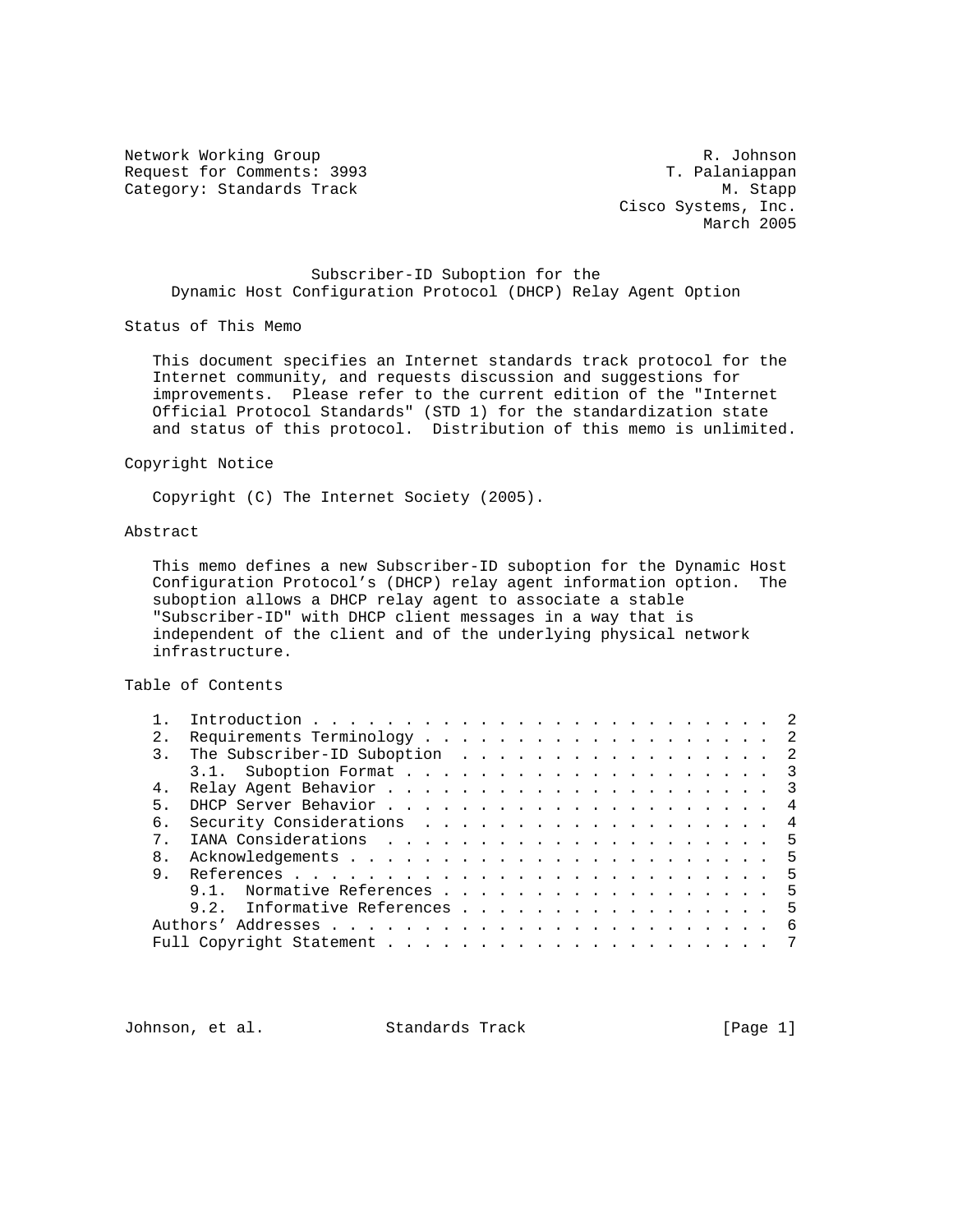Network Working Group R. Johnson
Request for Comments: 3993 T. Palaniappan
Category: Standards Track M. Stapp
Cisco Systems, Inc.
March 2005

# Subscriber-ID Suboption for the Dynamic Host Configuration Protocol (DHCP) Relay Agent Option

## Status of This Memo

This document specifies an Internet standards track protocol for the Internet community, and requests discussion and suggestions for improvements. Please refer to the current edition of the "Internet Official Protocol Standards" (STD 1) for the standardization state and status of this protocol. Distribution of this memo is unlimited.

## Copyright Notice

Copyright (C) The Internet Society (2005).

## Abstract

This memo defines a new Subscriber-ID suboption for the Dynamic Host Configuration Protocol's (DHCP) relay agent information option. The suboption allows a DHCP relay agent to associate a stable "Subscriber-ID" with DHCP client messages in a way that is independent of the client and of the underlying physical network infrastructure.

## Table of Contents

```
1.  Introduction . . . . . . . . . . . . . . . . . . . . . . . . .  2
2.  Requirements Terminology . . . . . . . . . . . . . . . . . . .  2
3.  The Subscriber-ID Suboption  . . . . . . . . . . . . . . . . .  2
    3.1.  Suboption Format . . . . . . . . . . . . . . . . . . . .  3
4.  Relay Agent Behavior . . . . . . . . . . . . . . . . . . . . .  3
5.  DHCP Server Behavior . . . . . . . . . . . . . . . . . . . . .  4
6.  Security Considerations  . . . . . . . . . . . . . . . . . . .  4
7.  IANA Considerations  . . . . . . . . . . . . . . . . . . . . .  5
8.  Acknowledgements . . . . . . . . . . . . . . . . . . . . . . .  5
9.  References . . . . . . . . . . . . . . . . . . . . . . . . . .  5
    9.1.  Normative References . . . . . . . . . . . . . . . . . .  5
    9.2.  Informative References . . . . . . . . . . . . . . . . .  5
Authors' Addresses . . . . . . . . . . . . . . . . . . . . . . . .  6
Full Copyright Statement . . . . . . . . . . . . . . . . . . . . .  7
```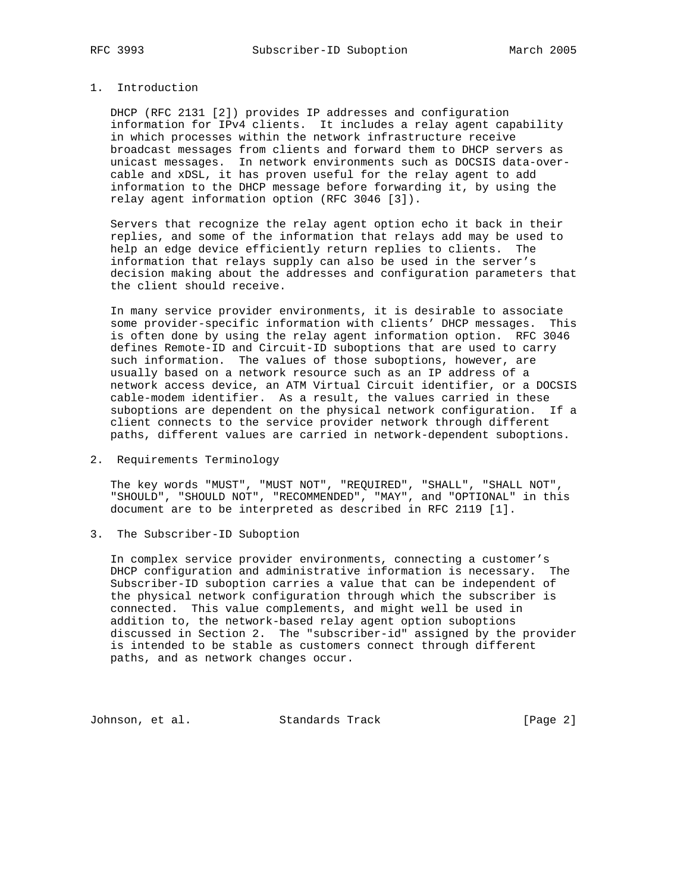## 1. Introduction

DHCP (RFC 2131 [2]) provides IP addresses and configuration information for IPv4 clients. It includes a relay agent capability in which processes within the network infrastructure receive broadcast messages from clients and forward them to DHCP servers as unicast messages. In network environments such as DOCSIS data-over-cable and xDSL, it has proven useful for the relay agent to add information to the DHCP message before forwarding it, by using the relay agent information option (RFC 3046 [3]).

Servers that recognize the relay agent option echo it back in their replies, and some of the information that relays add may be used to help an edge device efficiently return replies to clients. The information that relays supply can also be used in the server's decision making about the addresses and configuration parameters that the client should receive.

In many service provider environments, it is desirable to associate some provider-specific information with clients' DHCP messages. This is often done by using the relay agent information option. RFC 3046 defines Remote-ID and Circuit-ID suboptions that are used to carry such information. The values of those suboptions, however, are usually based on a network resource such as an IP address of a network access device, an ATM Virtual Circuit identifier, or a DOCSIS cable-modem identifier. As a result, the values carried in these suboptions are dependent on the physical network configuration. If a client connects to the service provider network through different paths, different values are carried in network-dependent suboptions.

## 2. Requirements Terminology

The key words "MUST", "MUST NOT", "REQUIRED", "SHALL", "SHALL NOT", "SHOULD", "SHOULD NOT", "RECOMMENDED", "MAY", and "OPTIONAL" in this document are to be interpreted as described in RFC 2119 [1].

## 3. The Subscriber-ID Suboption

In complex service provider environments, connecting a customer's DHCP configuration and administrative information is necessary. The Subscriber-ID suboption carries a value that can be independent of the physical network configuration through which the subscriber is connected. This value complements, and might well be used in addition to, the network-based relay agent option suboptions discussed in Section 2. The "subscriber-id" assigned by the provider is intended to be stable as customers connect through different paths, and as network changes occur.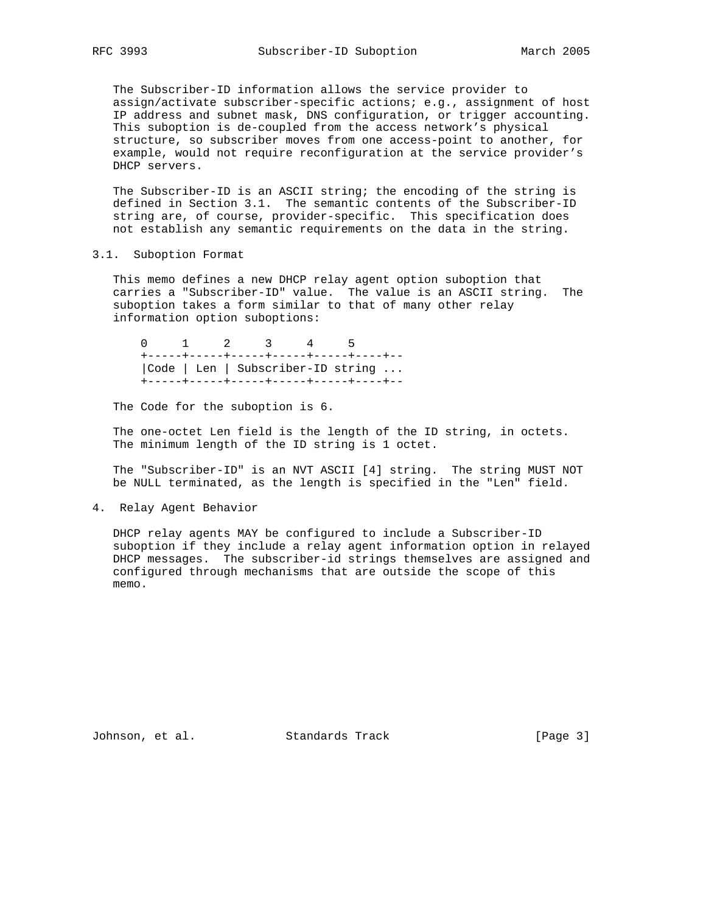The Subscriber-ID information allows the service provider to assign/activate subscriber-specific actions; e.g., assignment of host IP address and subnet mask, DNS configuration, or trigger accounting. This suboption is de-coupled from the access network's physical structure, so subscriber moves from one access-point to another, for example, would not require reconfiguration at the service provider's DHCP servers.

The Subscriber-ID is an ASCII string; the encoding of the string is defined in Section 3.1. The semantic contents of the Subscriber-ID string are, of course, provider-specific. This specification does not establish any semantic requirements on the data in the string.

### 3.1. Suboption Format

This memo defines a new DHCP relay agent option suboption that carries a "Subscriber-ID" value. The value is an ASCII string. The suboption takes a form similar to that of many other relay information option suboptions:

```
 0     1     2     3     4     5
+-----+-----+-----+-----+-----+----+--
|Code | Len | Subscriber-ID string ...
+-----+-----+-----+-----+-----+----+--
```

The Code for the suboption is 6.

The one-octet Len field is the length of the ID string, in octets. The minimum length of the ID string is 1 octet.

The "Subscriber-ID" is an NVT ASCII [4] string. The string MUST NOT be NULL terminated, as the length is specified in the "Len" field.

## 4. Relay Agent Behavior

DHCP relay agents MAY be configured to include a Subscriber-ID suboption if they include a relay agent information option in relayed DHCP messages. The subscriber-id strings themselves are assigned and configured through mechanisms that are outside the scope of this memo.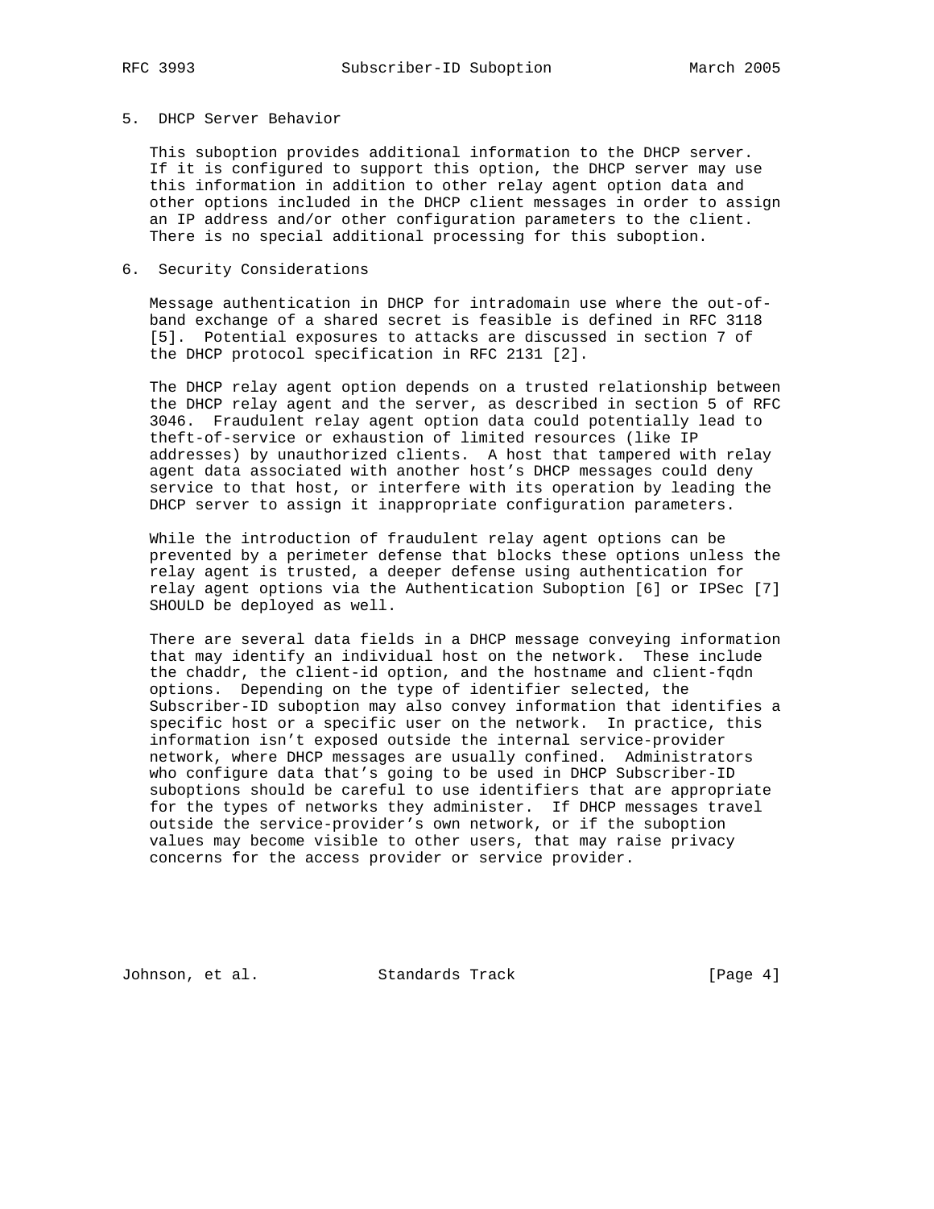## 5. DHCP Server Behavior

This suboption provides additional information to the DHCP server. If it is configured to support this option, the DHCP server may use this information in addition to other relay agent option data and other options included in the DHCP client messages in order to assign an IP address and/or other configuration parameters to the client. There is no special additional processing for this suboption.

## 6. Security Considerations

Message authentication in DHCP for intradomain use where the out-of-band exchange of a shared secret is feasible is defined in RFC 3118 [5]. Potential exposures to attacks are discussed in section 7 of the DHCP protocol specification in RFC 2131 [2].

The DHCP relay agent option depends on a trusted relationship between the DHCP relay agent and the server, as described in section 5 of RFC 3046. Fraudulent relay agent option data could potentially lead to theft-of-service or exhaustion of limited resources (like IP addresses) by unauthorized clients. A host that tampered with relay agent data associated with another host's DHCP messages could deny service to that host, or interfere with its operation by leading the DHCP server to assign it inappropriate configuration parameters.

While the introduction of fraudulent relay agent options can be prevented by a perimeter defense that blocks these options unless the relay agent is trusted, a deeper defense using authentication for relay agent options via the Authentication Suboption [6] or IPSec [7] SHOULD be deployed as well.

There are several data fields in a DHCP message conveying information that may identify an individual host on the network. These include the chaddr, the client-id option, and the hostname and client-fqdn options. Depending on the type of identifier selected, the Subscriber-ID suboption may also convey information that identifies a specific host or a specific user on the network. In practice, this information isn't exposed outside the internal service-provider network, where DHCP messages are usually confined. Administrators who configure data that's going to be used in DHCP Subscriber-ID suboptions should be careful to use identifiers that are appropriate for the types of networks they administer. If DHCP messages travel outside the service-provider's own network, or if the suboption values may become visible to other users, that may raise privacy concerns for the access provider or service provider.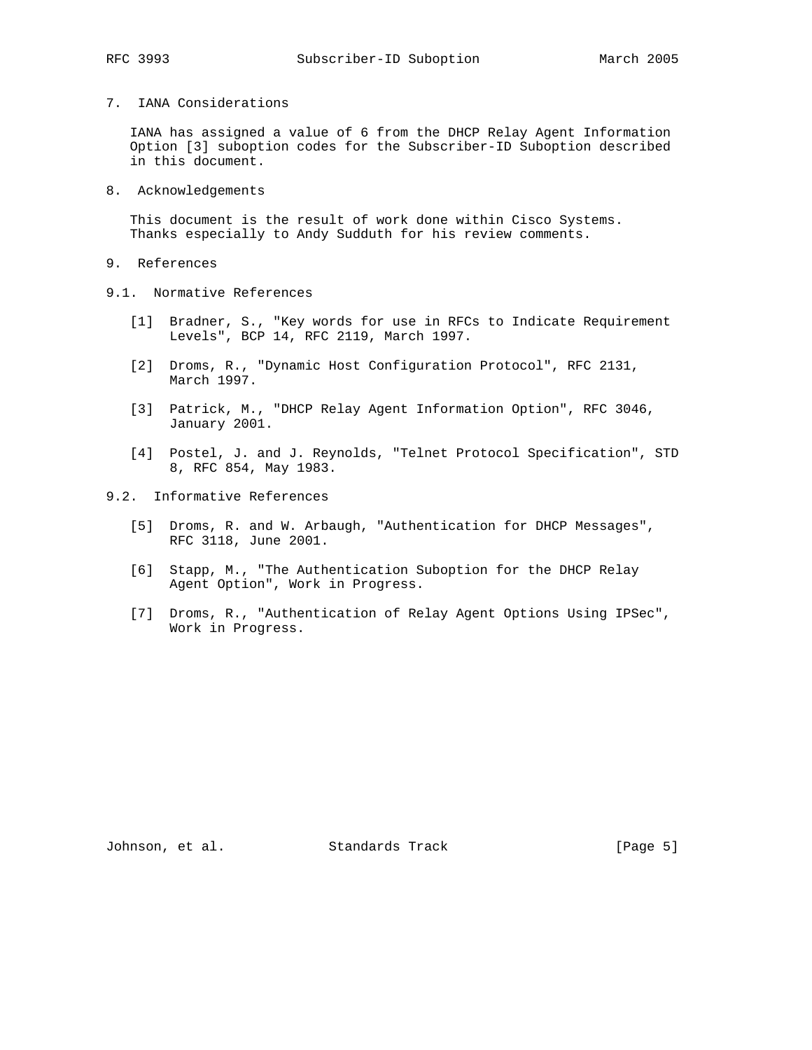## 7. IANA Considerations

IANA has assigned a value of 6 from the DHCP Relay Agent Information Option [3] suboption codes for the Subscriber-ID Suboption described in this document.

## 8. Acknowledgements

This document is the result of work done within Cisco Systems. Thanks especially to Andy Sudduth for his review comments.

## 9. References

### 9.1. Normative References

[1] Bradner, S., "Key words for use in RFCs to Indicate Requirement Levels", BCP 14, RFC 2119, March 1997.

[2] Droms, R., "Dynamic Host Configuration Protocol", RFC 2131, March 1997.

[3] Patrick, M., "DHCP Relay Agent Information Option", RFC 3046, January 2001.

[4] Postel, J. and J. Reynolds, "Telnet Protocol Specification", STD 8, RFC 854, May 1983.

### 9.2. Informative References

[5] Droms, R. and W. Arbaugh, "Authentication for DHCP Messages", RFC 3118, June 2001.

[6] Stapp, M., "The Authentication Suboption for the DHCP Relay Agent Option", Work in Progress.

[7] Droms, R., "Authentication of Relay Agent Options Using IPSec", Work in Progress.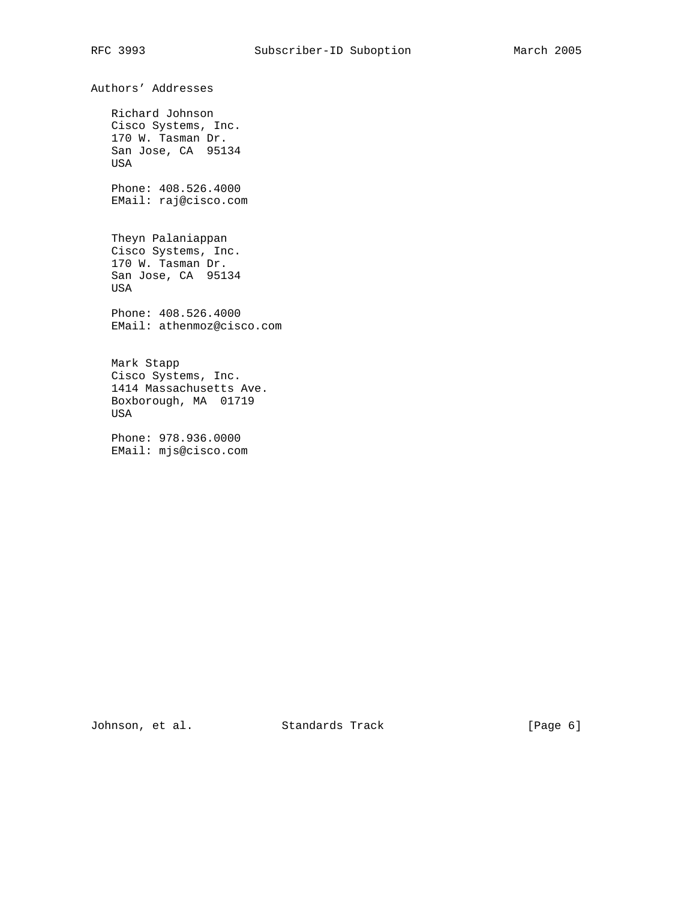## Authors' Addresses

Richard Johnson
Cisco Systems, Inc.
170 W. Tasman Dr.
San Jose, CA 95134
USA

Phone: 408.526.4000
EMail: raj@cisco.com

Theyn Palaniappan
Cisco Systems, Inc.
170 W. Tasman Dr.
San Jose, CA 95134
USA

Phone: 408.526.4000
EMail: athenmoz@cisco.com

Mark Stapp
Cisco Systems, Inc.
1414 Massachusetts Ave.
Boxborough, MA 01719
USA

Phone: 978.936.0000
EMail: mjs@cisco.com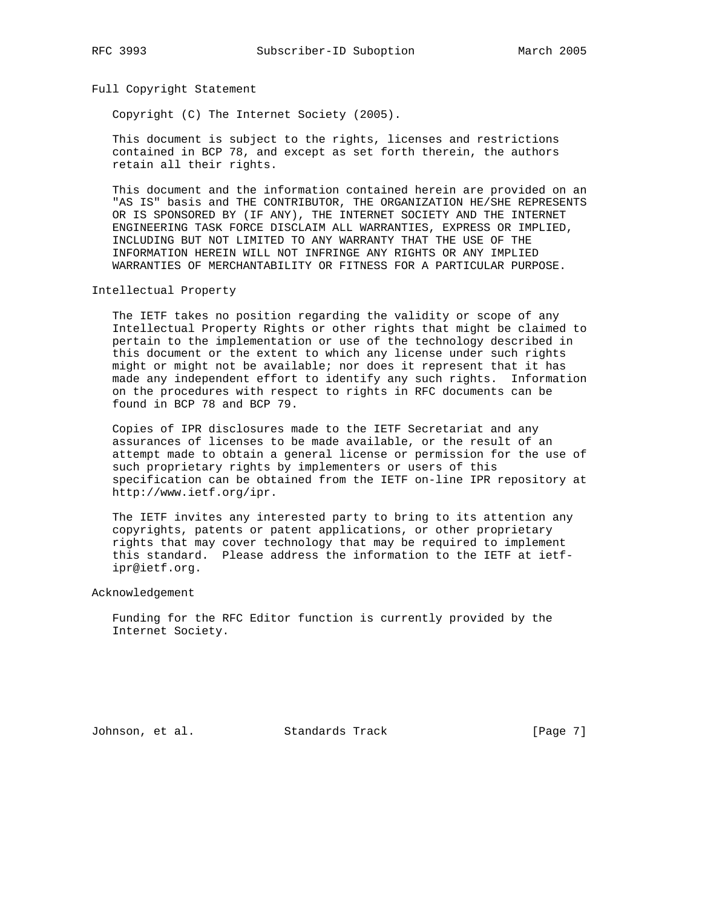## Full Copyright Statement

Copyright (C) The Internet Society (2005).

This document is subject to the rights, licenses and restrictions contained in BCP 78, and except as set forth therein, the authors retain all their rights.

This document and the information contained herein are provided on an "AS IS" basis and THE CONTRIBUTOR, THE ORGANIZATION HE/SHE REPRESENTS OR IS SPONSORED BY (IF ANY), THE INTERNET SOCIETY AND THE INTERNET ENGINEERING TASK FORCE DISCLAIM ALL WARRANTIES, EXPRESS OR IMPLIED, INCLUDING BUT NOT LIMITED TO ANY WARRANTY THAT THE USE OF THE INFORMATION HEREIN WILL NOT INFRINGE ANY RIGHTS OR ANY IMPLIED WARRANTIES OF MERCHANTABILITY OR FITNESS FOR A PARTICULAR PURPOSE.

## Intellectual Property

The IETF takes no position regarding the validity or scope of any Intellectual Property Rights or other rights that might be claimed to pertain to the implementation or use of the technology described in this document or the extent to which any license under such rights might or might not be available; nor does it represent that it has made any independent effort to identify any such rights. Information on the procedures with respect to rights in RFC documents can be found in BCP 78 and BCP 79.

Copies of IPR disclosures made to the IETF Secretariat and any assurances of licenses to be made available, or the result of an attempt made to obtain a general license or permission for the use of such proprietary rights by implementers or users of this specification can be obtained from the IETF on-line IPR repository at http://www.ietf.org/ipr.

The IETF invites any interested party to bring to its attention any copyrights, patents or patent applications, or other proprietary rights that may cover technology that may be required to implement this standard. Please address the information to the IETF at ietf-ipr@ietf.org.

## Acknowledgement

Funding for the RFC Editor function is currently provided by the Internet Society.